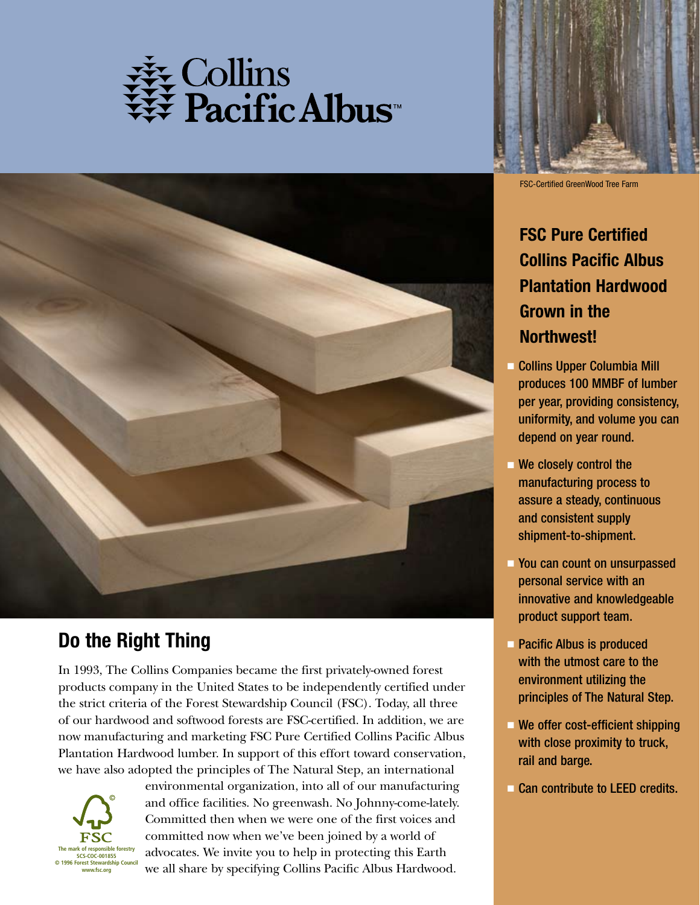# Collins Pacific Albus™

FSC-Certified GreenWood Tree Farm

## FSC Pure Certified Collins Pacific Albus Plantation Hardwood Grown in the Northwest!

- Collins Upper Columbia Mill produces 100 MMBF of lumber per year, providing consistency, uniformity, and volume you can depend on year round.
- We closely control the manufacturing process to assure a steady, continuous and consistent supply shipment-to-shipment.
- You can count on unsurpassed personal service with an innovative and knowledgeable product support team.
- Pacific Albus is produced with the utmost care to the environment utilizing the principles of The Natural Step.
- We offer cost-efficient shipping with close proximity to truck, rail and barge.
- Can contribute to LEED credits.

## Do the Right Thing

In 1993, The Collins Companies became the first privately-owned forest products company in the United States to be independently certified under the strict criteria of the Forest Stewardship Council (FSC). Today, all three of our hardwood and softwood forests are FSC-certified. In addition, we are now manufacturing and marketing FSC Pure Certified Collins Pacific Albus Plantation Hardwood lumber. In support of this effort toward conservation, we have also adopted the principles of The Natural Step, an international environmental organization, into all of our manufacturing and office facilities. No greenwash. No Johnny-come-lately. Committed then when we were one of the first voices and committed now when we've been joined by a world of advocates. We invite you to help in protecting this Earth we all share by specifying Collins Pacific Albus Hardwood.

FSC
The mark of responsible forestry
SCS-COC-001855
© 1996 Forest Stewardship Council
www.fsc.org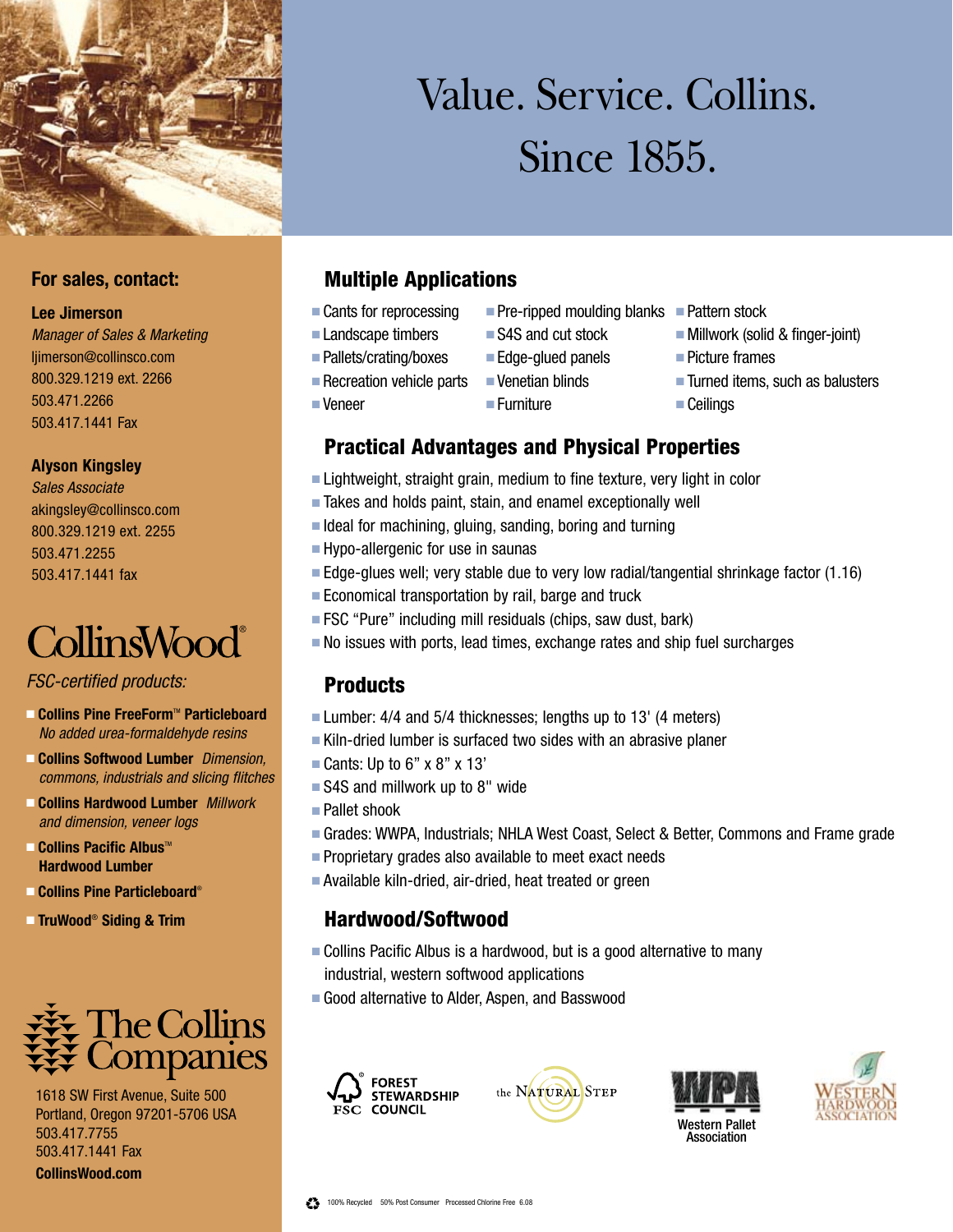# Value. Service. Collins. Since 1855.

**For sales, contact:**

**Lee Jimerson**
*Manager of Sales & Marketing*
ljimerson@collinsco.com
800.329.1219 ext. 2266
503.471.2266
503.417.1441 Fax

**Alyson Kingsley**
*Sales Associate*
akingsley@collinsco.com
800.329.1219 ext. 2255
503.471.2255
503.417.1441 fax

CollinsWood®

*FSC-certified products:*

- **Collins Pine FreeForm™ Particleboard** *No added urea-formaldehyde resins*
- **Collins Softwood Lumber** *Dimension, commons, industrials and slicing flitches*
- **Collins Hardwood Lumber** *Millwork and dimension, veneer logs*
- **Collins Pacific Albus™ Hardwood Lumber**
- **Collins Pine Particleboard®**
- **TruWood® Siding & Trim**

The Collins Companies

1618 SW First Avenue, Suite 500
Portland, Oregon 97201-5706 USA
503.417.7755
503.417.1441 Fax
**CollinsWood.com**

## Multiple Applications

- Cants for reprocessing
- Landscape timbers
- Pallets/crating/boxes
- Recreation vehicle parts
- Veneer
- Pre-ripped moulding blanks
- S4S and cut stock
- Edge-glued panels
- Venetian blinds
- Furniture
- Pattern stock
- Millwork (solid & finger-joint)
- Picture frames
- Turned items, such as balusters
- Ceilings

## Practical Advantages and Physical Properties

- Lightweight, straight grain, medium to fine texture, very light in color
- Takes and holds paint, stain, and enamel exceptionally well
- Ideal for machining, gluing, sanding, boring and turning
- Hypo-allergenic for use in saunas
- Edge-glues well; very stable due to very low radial/tangential shrinkage factor (1.16)
- Economical transportation by rail, barge and truck
- FSC "Pure" including mill residuals (chips, saw dust, bark)
- No issues with ports, lead times, exchange rates and ship fuel surcharges

## Products

- Lumber: 4/4 and 5/4 thicknesses; lengths up to 13' (4 meters)
- Kiln-dried lumber is surfaced two sides with an abrasive planer
- Cants: Up to 6" x 8" x 13'
- S4S and millwork up to 8" wide
- Pallet shook
- Grades: WWPA, Industrials; NHLA West Coast, Select & Better, Commons and Frame grade
- Proprietary grades also available to meet exact needs
- Available kiln-dried, air-dried, heat treated or green

## Hardwood/Softwood

- Collins Pacific Albus is a hardwood, but is a good alternative to many industrial, western softwood applications
- Good alternative to Alder, Aspen, and Basswood

FSC Forest Stewardship Council | the Natural Step | WPA Western Pallet Association | Western Hardwood Association

100% Recycled 50% Post Consumer Processed Chlorine Free 6.08